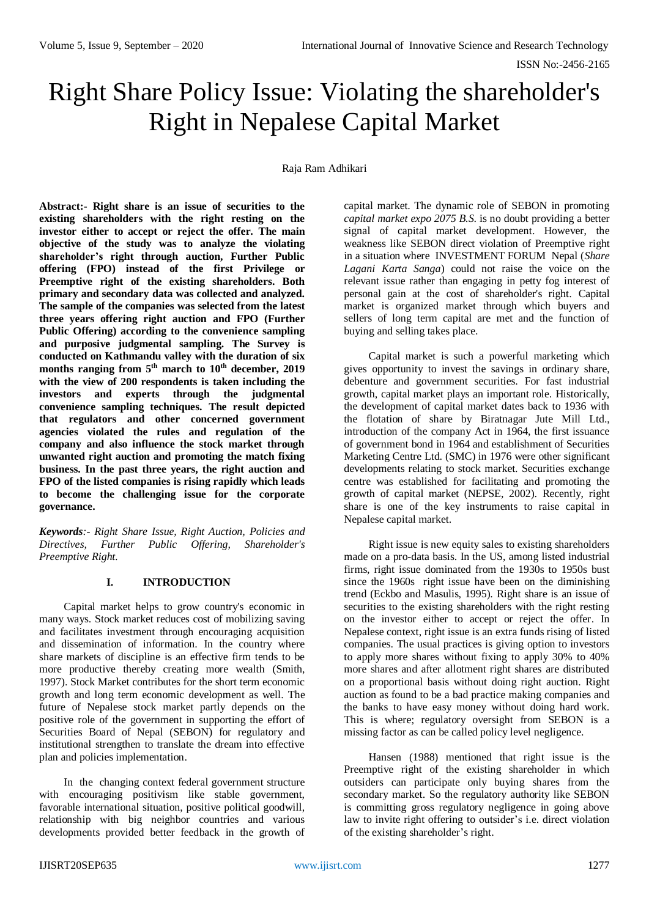# Right Share Policy Issue: Violating the shareholder's Right in Nepalese Capital Market

Raja Ram Adhikari

**Abstract:- Right share is an issue of securities to the existing shareholders with the right resting on the investor either to accept or reject the offer. The main objective of the study was to analyze the violating shareholder's right through auction, Further Public offering (FPO) instead of the first Privilege or Preemptive right of the existing shareholders. Both primary and secondary data was collected and analyzed. The sample of the companies was selected from the latest three years offering right auction and FPO (Further Public Offering) according to the convenience sampling and purposive judgmental sampling. The Survey is conducted on Kathmandu valley with the duration of six months ranging from 5th march to 10th december, 2019 with the view of 200 respondents is taken including the investors and experts through the judgmental convenience sampling techniques. The result depicted that regulators and other concerned government agencies violated the rules and regulation of the company and also influence the stock market through unwanted right auction and promoting the match fixing business. In the past three years, the right auction and FPO of the listed companies is rising rapidly which leads to become the challenging issue for the corporate governance.**

***Keywords**:- Right Share Issue, Right Auction, Policies and Directives, Further Public Offering, Shareholder's Preemptive Right.*

## I. INTRODUCTION

Capital market helps to grow country's economic in many ways. Stock market reduces cost of mobilizing saving and facilitates investment through encouraging acquisition and dissemination of information. In the country where share markets of discipline is an effective firm tends to be more productive thereby creating more wealth (Smith, 1997). Stock Market contributes for the short term economic growth and long term economic development as well. The future of Nepalese stock market partly depends on the positive role of the government in supporting the effort of Securities Board of Nepal (SEBON) for regulatory and institutional strengthen to translate the dream into effective plan and policies implementation.

In the changing context federal government structure with encouraging positivism like stable government, favorable international situation, positive political goodwill, relationship with big neighbor countries and various developments provided better feedback in the growth of capital market. The dynamic role of SEBON in promoting *capital market expo 2075 B.S.* is no doubt providing a better signal of capital market development. However, the weakness like SEBON direct violation of Preemptive right in a situation where INVESTMENT FORUM Nepal (*Share Lagani Karta Sanga*) could not raise the voice on the relevant issue rather than engaging in petty fog interest of personal gain at the cost of shareholder's right. Capital market is organized market through which buyers and sellers of long term capital are met and the function of buying and selling takes place.

Capital market is such a powerful marketing which gives opportunity to invest the savings in ordinary share, debenture and government securities. For fast industrial growth, capital market plays an important role. Historically, the development of capital market dates back to 1936 with the flotation of share by Biratnagar Jute Mill Ltd., introduction of the company Act in 1964, the first issuance of government bond in 1964 and establishment of Securities Marketing Centre Ltd. (SMC) in 1976 were other significant developments relating to stock market. Securities exchange centre was established for facilitating and promoting the growth of capital market (NEPSE, 2002). Recently, right share is one of the key instruments to raise capital in Nepalese capital market.

Right issue is new equity sales to existing shareholders made on a pro-data basis. In the US, among listed industrial firms, right issue dominated from the 1930s to 1950s bust since the 1960s right issue have been on the diminishing trend (Eckbo and Masulis, 1995). Right share is an issue of securities to the existing shareholders with the right resting on the investor either to accept or reject the offer. In Nepalese context, right issue is an extra funds rising of listed companies. The usual practices is giving option to investors to apply more shares without fixing to apply 30% to 40% more shares and after allotment right shares are distributed on a proportional basis without doing right auction. Right auction as found to be a bad practice making companies and the banks to have easy money without doing hard work. This is where; regulatory oversight from SEBON is a missing factor as can be called policy level negligence.

Hansen (1988) mentioned that right issue is the Preemptive right of the existing shareholder in which outsiders can participate only buying shares from the secondary market. So the regulatory authority like SEBON is committing gross regulatory negligence in going above law to invite right offering to outsider's i.e. direct violation of the existing shareholder's right.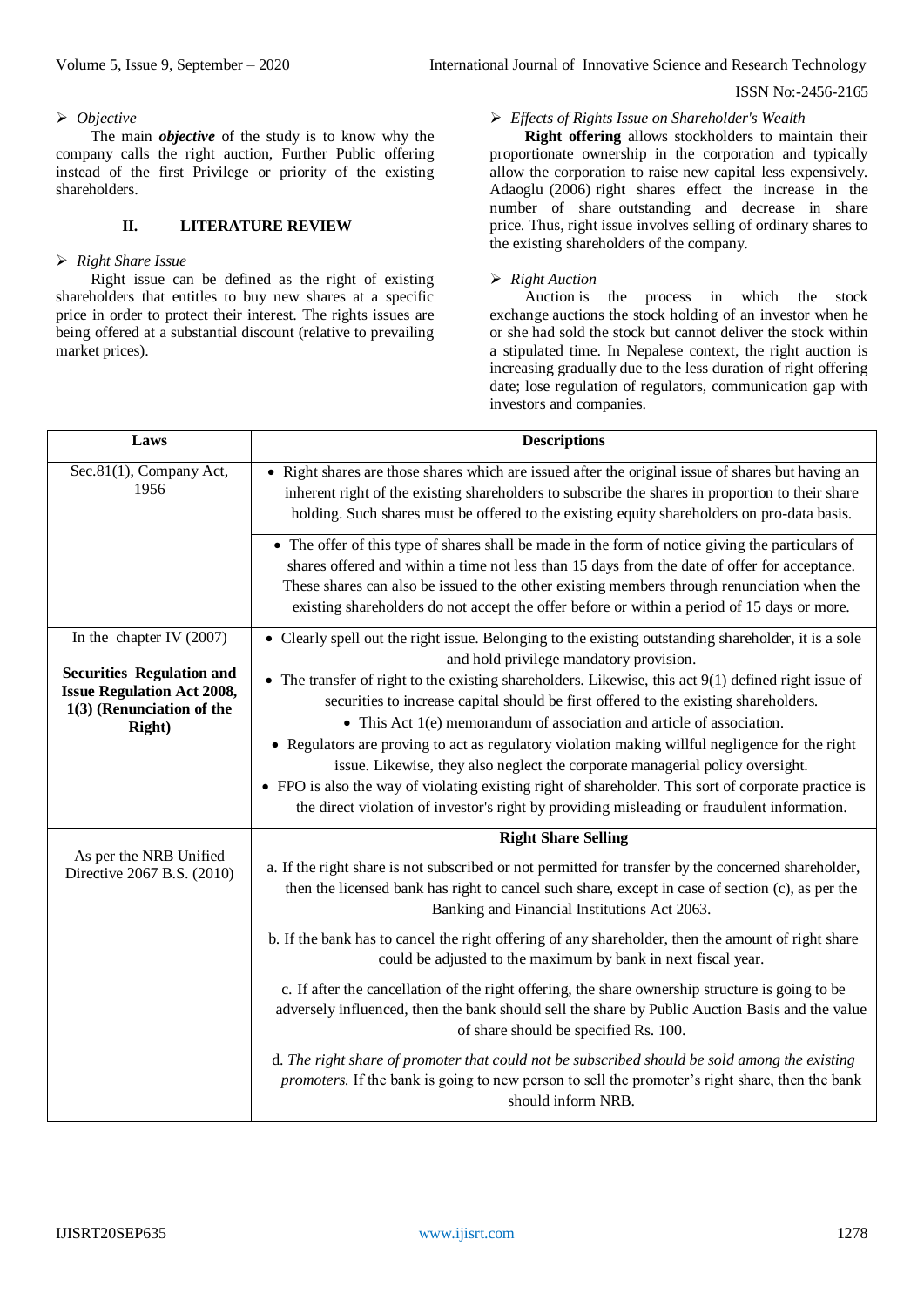- *Objective*

The main ***objective*** of the study is to know why the company calls the right auction, Further Public offering instead of the first Privilege or priority of the existing shareholders.

## II. LITERATURE REVIEW

- *Right Share Issue*

Right issue can be defined as the right of existing shareholders that entitles to buy new shares at a specific price in order to protect their interest. The rights issues are being offered at a substantial discount (relative to prevailing market prices).

- *Effects of Rights Issue on Shareholder's Wealth*

**Right offering** allows stockholders to maintain their proportionate ownership in the corporation and typically allow the corporation to raise new capital less expensively. Adaoglu (2006) right shares effect the increase in the number of share outstanding and decrease in share price. Thus, right issue involves selling of ordinary shares to the existing shareholders of the company.

- *Right Auction*

Auction is the process in which the stock exchange auctions the stock holding of an investor when he or she had sold the stock but cannot deliver the stock within a stipulated time. In Nepalese context, the right auction is increasing gradually due to the less duration of right offering date; lose regulation of regulators, communication gap with investors and companies.

| Laws | Descriptions |
|---|---|
| Sec.81(1), Company Act, 1956 | • Right shares are those shares which are issued after the original issue of shares but having an inherent right of the existing shareholders to subscribe the shares in proportion to their share holding. Such shares must be offered to the existing equity shareholders on pro-data basis. |
| | • The offer of this type of shares shall be made in the form of notice giving the particulars of shares offered and within a time not less than 15 days from the date of offer for acceptance. These shares can also be issued to the other existing members through renunciation when the existing shareholders do not accept the offer before or within a period of 15 days or more. |
| In the chapter IV (2007)<br>**Securities Regulation and Issue Regulation Act 2008, 1(3) (Renunciation of the Right)** | • Clearly spell out the right issue. Belonging to the existing outstanding shareholder, it is a sole and hold privilege mandatory provision.<br>• The transfer of right to the existing shareholders. Likewise, this act 9(1) defined right issue of securities to increase capital should be first offered to the existing shareholders.<br>• This Act 1(e) memorandum of association and article of association.<br>• Regulators are proving to act as regulatory violation making willful negligence for the right issue. Likewise, they also neglect the corporate managerial policy oversight.<br>• FPO is also the way of violating existing right of shareholder. This sort of corporate practice is the direct violation of investor's right by providing misleading or fraudulent information. |
| As per the NRB Unified Directive 2067 B.S. (2010) | **Right Share Selling**<br>a. If the right share is not subscribed or not permitted for transfer by the concerned shareholder, then the licensed bank has right to cancel such share, except in case of section (c), as per the Banking and Financial Institutions Act 2063.<br>b. If the bank has to cancel the right offering of any shareholder, then the amount of right share could be adjusted to the maximum by bank in next fiscal year.<br>c. If after the cancellation of the right offering, the share ownership structure is going to be adversely influenced, then the bank should sell the share by Public Auction Basis and the value of share should be specified Rs. 100.<br>d. *The right share of promoter that could not be subscribed should be sold among the existing promoters.* If the bank is going to new person to sell the promoter's right share, then the bank should inform NRB. |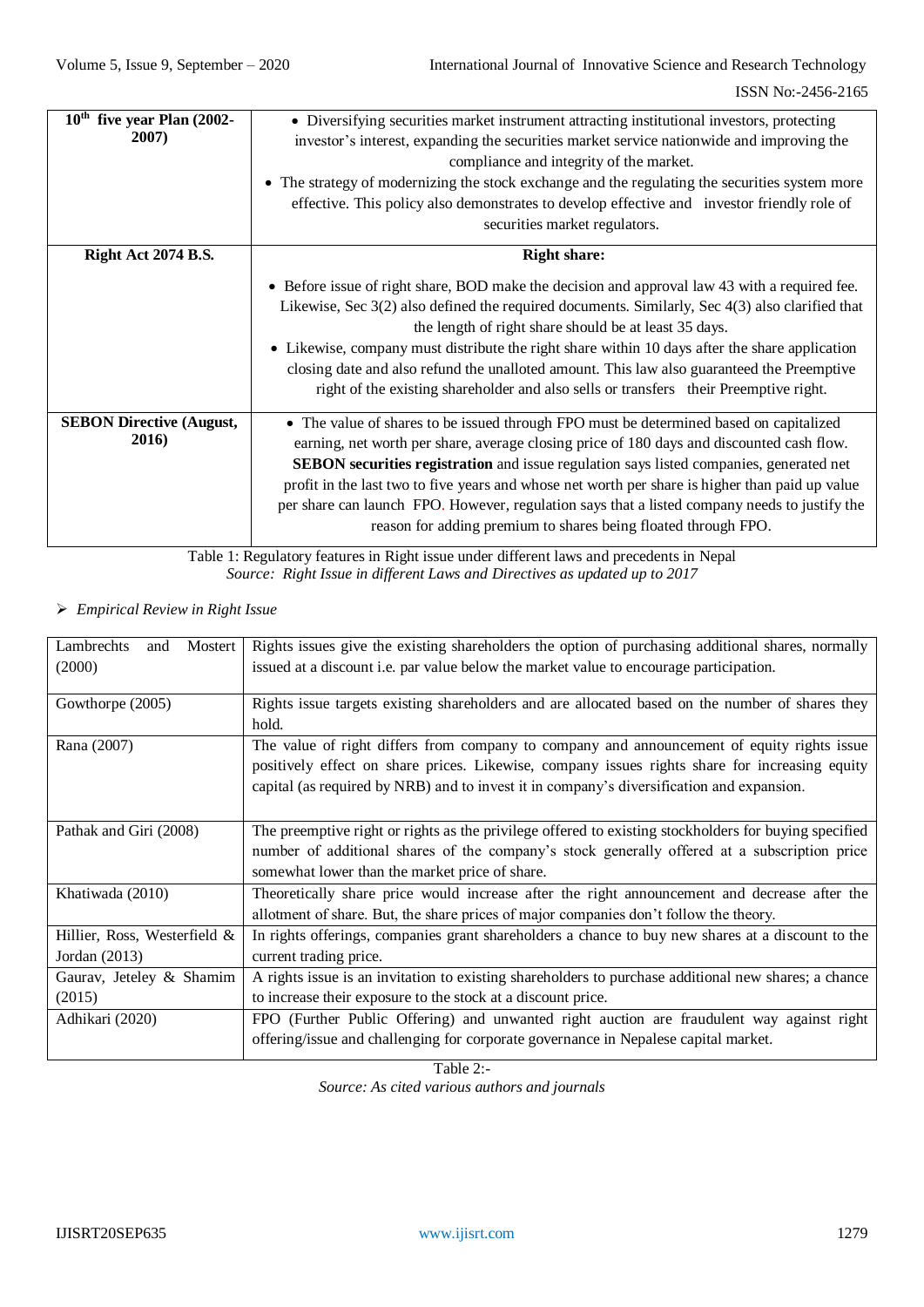| 10th five year Plan (2002-2007) | • Diversifying securities market instrument attracting institutional investors, protecting investor's interest, expanding the securities market service nationwide and improving the compliance and integrity of the market. <br> • The strategy of modernizing the stock exchange and the regulating the securities system more effective. This policy also demonstrates to develop effective and investor friendly role of securities market regulators. |
|---|---|
| **Right Act 2074 B.S.** | **Right share:** <br> • Before issue of right share, BOD make the decision and approval law 43 with a required fee. Likewise, Sec 3(2) also defined the required documents. Similarly, Sec 4(3) also clarified that the length of right share should be at least 35 days. <br> • Likewise, company must distribute the right share within 10 days after the share application closing date and also refund the unalloted amount. This law also guaranteed the Preemptive right of the existing shareholder and also sells or transfers their Preemptive right. |
| **SEBON Directive (August, 2016)** | • The value of shares to be issued through FPO must be determined based on capitalized earning, net worth per share, average closing price of 180 days and discounted cash flow. **SEBON securities registration** and issue regulation says listed companies, generated net profit in the last two to five years and whose net worth per share is higher than paid up value per share can launch FPO. However, regulation says that a listed company needs to justify the reason for adding premium to shares being floated through FPO. |

Table 1: Regulatory features in Right issue under different laws and precedents in Nepal
*Source: Right Issue in different Laws and Directives as updated up to 2017*

- *Empirical Review in Right Issue*

| Lambrechts and Mostert (2000) | Rights issues give the existing shareholders the option of purchasing additional shares, normally issued at a discount i.e. par value below the market value to encourage participation. |
|---|---|
| Gowthorpe (2005) | Rights issue targets existing shareholders and are allocated based on the number of shares they hold. |
| Rana (2007) | The value of right differs from company to company and announcement of equity rights issue positively effect on share prices. Likewise, company issues rights share for increasing equity capital (as required by NRB) and to invest it in company's diversification and expansion. |
| Pathak and Giri (2008) | The preemptive right or rights as the privilege offered to existing stockholders for buying specified number of additional shares of the company's stock generally offered at a subscription price somewhat lower than the market price of share. |
| Khatiwada (2010) | Theoretically share price would increase after the right announcement and decrease after the allotment of share. But, the share prices of major companies don't follow the theory. |
| Hillier, Ross, Westerfield & Jordan (2013) | In rights offerings, companies grant shareholders a chance to buy new shares at a discount to the current trading price. |
| Gaurav, Jeteley & Shamim (2015) | A rights issue is an invitation to existing shareholders to purchase additional new shares; a chance to increase their exposure to the stock at a discount price. |
| Adhikari (2020) | FPO (Further Public Offering) and unwanted right auction are fraudulent way against right offering/issue and challenging for corporate governance in Nepalese capital market. |

Table 2:-
*Source: As cited various authors and journals*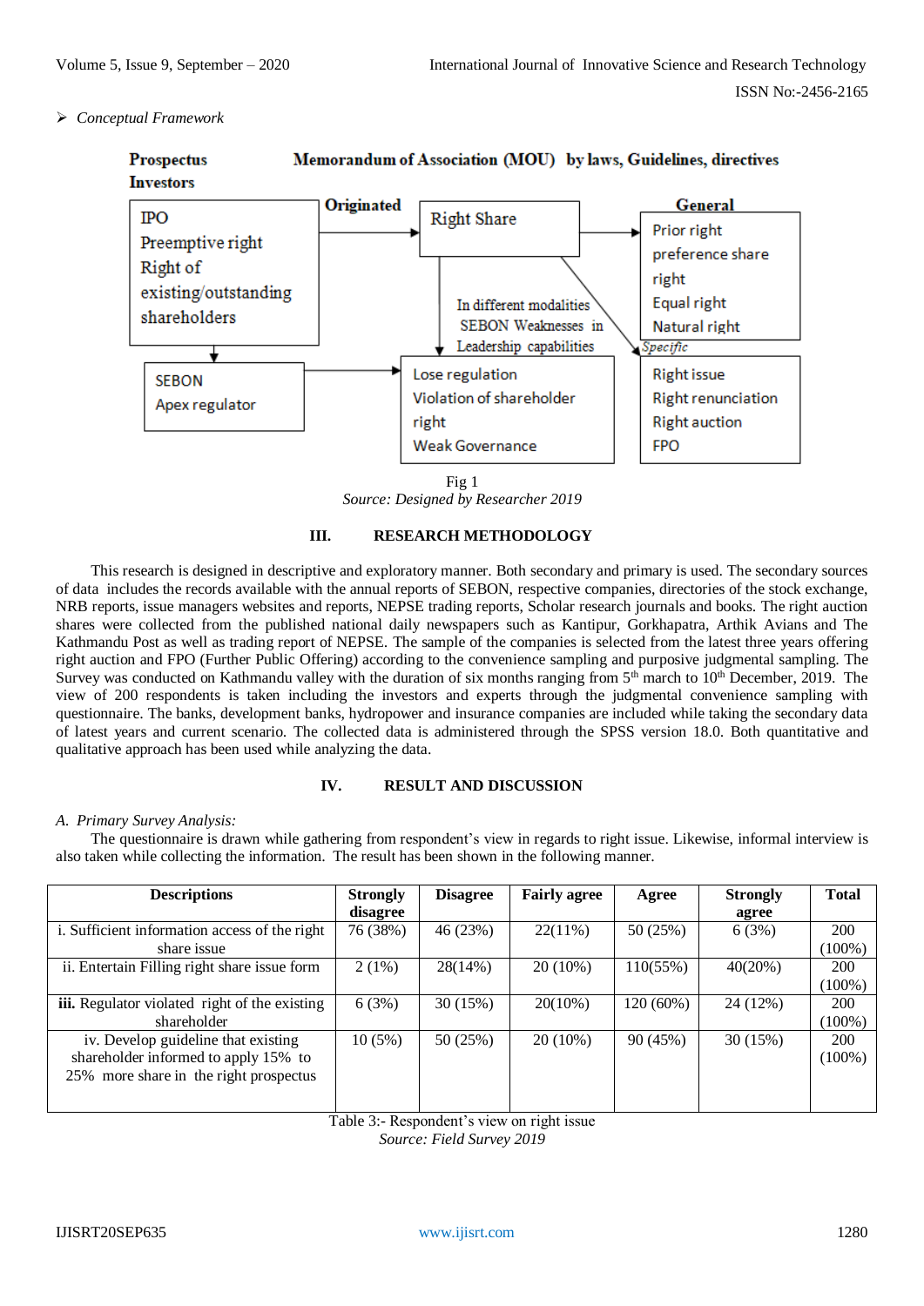- *Conceptual Framework*

**Prospectus**
**Investors**

**Memorandum of Association (MOU) by laws, Guidelines, directives**

IPO
Preemptive right
Right of existing/outstanding shareholders

**Originated**

Right Share

**General**

Prior right
preference share right
Equal right
Natural right

In different modalities
SEBON Weaknesses in Leadership capabilities

*Specific*

SEBON
Apex regulator

Lose regulation
Violation of shareholder right
Weak Governance

Right issue
Right renunciation
Right auction
FPO

Fig 1
*Source: Designed by Researcher 2019*

## III. RESEARCH METHODOLOGY

This research is designed in descriptive and exploratory manner. Both secondary and primary is used. The secondary sources of data includes the records available with the annual reports of SEBON, respective companies, directories of the stock exchange, NRB reports, issue managers websites and reports, NEPSE trading reports, Scholar research journals and books. The right auction shares were collected from the published national daily newspapers such as Kantipur, Gorkhapatra, Arthik Avians and The Kathmandu Post as well as trading report of NEPSE. The sample of the companies is selected from the latest three years offering right auction and FPO (Further Public Offering) according to the convenience sampling and purposive judgmental sampling. The Survey was conducted on Kathmandu valley with the duration of six months ranging from 5th march to 10th December, 2019. The view of 200 respondents is taken including the investors and experts through the judgmental convenience sampling with questionnaire. The banks, development banks, hydropower and insurance companies are included while taking the secondary data of latest years and current scenario. The collected data is administered through the SPSS version 18.0. Both quantitative and qualitative approach has been used while analyzing the data.

## IV. RESULT AND DISCUSSION

### *A. Primary Survey Analysis:*

The questionnaire is drawn while gathering from respondent's view in regards to right issue. Likewise, informal interview is also taken while collecting the information. The result has been shown in the following manner.

| Descriptions | Strongly disagree | Disagree | Fairly agree | Agree | Strongly agree | Total |
|---|---|---|---|---|---|---|
| i. Sufficient information access of the right share issue | 76 (38%) | 46 (23%) | 22(11%) | 50 (25%) | 6 (3%) | 200 (100%) |
| ii. Entertain Filling right share issue form | 2 (1%) | 28(14%) | 20 (10%) | 110(55%) | 40(20%) | 200 (100%) |
| **iii.** Regulator violated right of the existing shareholder | 6 (3%) | 30 (15%) | 20(10%) | 120 (60%) | 24 (12%) | 200 (100%) |
| iv. Develop guideline that existing shareholder informed to apply 15% to 25% more share in the right prospectus | 10 (5%) | 50 (25%) | 20 (10%) | 90 (45%) | 30 (15%) | 200 (100%) |

Table 3:- Respondent's view on right issue
*Source: Field Survey 2019*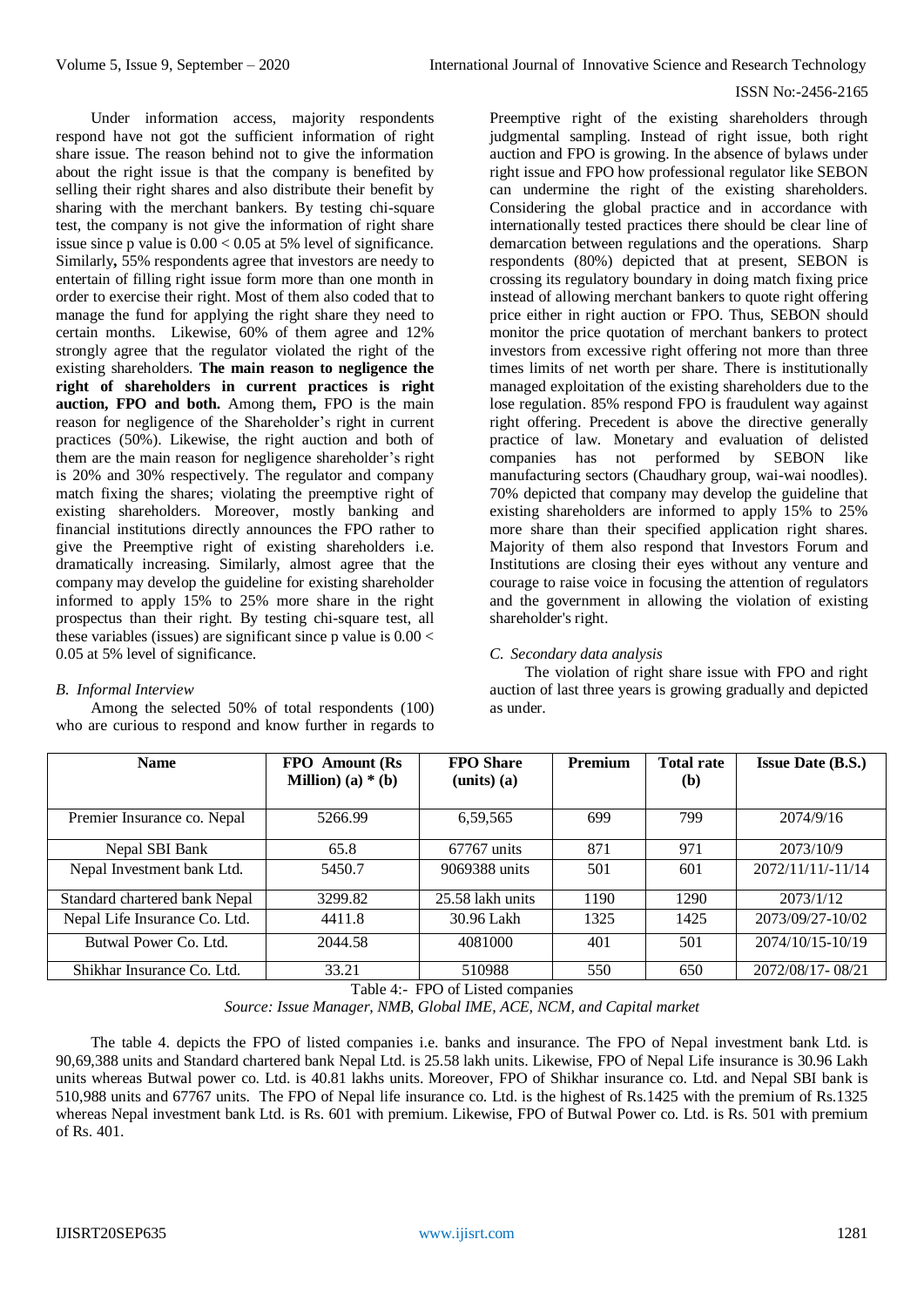Under information access, majority respondents respond have not got the sufficient information of right share issue. The reason behind not to give the information about the right issue is that the company is benefited by selling their right shares and also distribute their benefit by sharing with the merchant bankers. By testing chi-square test, the company is not give the information of right share issue since p value is $0.00 < 0.05$ at 5% level of significance. Similarly**,** 55% respondents agree that investors are needy to entertain of filling right issue form more than one month in order to exercise their right. Most of them also coded that to manage the fund for applying the right share they need to certain months. Likewise, 60% of them agree and 12% strongly agree that the regulator violated the right of the existing shareholders. **The main reason to negligence the right of shareholders in current practices is right auction, FPO and both.** Among them**,** FPO is the main reason for negligence of the Shareholder's right in current practices (50%). Likewise, the right auction and both of them are the main reason for negligence shareholder's right is 20% and 30% respectively. The regulator and company match fixing the shares; violating the preemptive right of existing shareholders. Moreover, mostly banking and financial institutions directly announces the FPO rather to give the Preemptive right of existing shareholders i.e. dramatically increasing. Similarly, almost agree that the company may develop the guideline for existing shareholder informed to apply 15% to 25% more share in the right prospectus than their right. By testing chi-square test, all these variables (issues) are significant since p value is $0.00 < 0.05$ at 5% level of significance.

### *B. Informal Interview*

Among the selected 50% of total respondents (100) who are curious to respond and know further in regards to Preemptive right of the existing shareholders through judgmental sampling. Instead of right issue, both right auction and FPO is growing. In the absence of bylaws under right issue and FPO how professional regulator like SEBON can undermine the right of the existing shareholders. Considering the global practice and in accordance with internationally tested practices there should be clear line of demarcation between regulations and the operations. Sharp respondents (80%) depicted that at present, SEBON is crossing its regulatory boundary in doing match fixing price instead of allowing merchant bankers to quote right offering price either in right auction or FPO. Thus, SEBON should monitor the price quotation of merchant bankers to protect investors from excessive right offering not more than three times limits of net worth per share. There is institutionally managed exploitation of the existing shareholders due to the lose regulation. 85% respond FPO is fraudulent way against right offering. Precedent is above the directive generally practice of law. Monetary and evaluation of delisted companies has not performed by SEBON like manufacturing sectors (Chaudhary group, wai-wai noodles). 70% depicted that company may develop the guideline that existing shareholders are informed to apply 15% to 25% more share than their specified application right shares. Majority of them also respond that Investors Forum and Institutions are closing their eyes without any venture and courage to raise voice in focusing the attention of regulators and the government in allowing the violation of existing shareholder's right.

### *C. Secondary data analysis*

The violation of right share issue with FPO and right auction of last three years is growing gradually and depicted as under.

| Name | FPO Amount (Rs Million) (a) * (b) | FPO Share (units) (a) | Premium | Total rate (b) | Issue Date (B.S.) |
|---|---|---|---|---|---|
| Premier Insurance co. Nepal | 5266.99 | 6,59,565 | 699 | 799 | 2074/9/16 |
| Nepal SBI Bank | 65.8 | 67767 units | 871 | 971 | 2073/10/9 |
| Nepal Investment bank Ltd. | 5450.7 | 9069388 units | 501 | 601 | 2072/11/11/-11/14 |
| Standard chartered bank Nepal | 3299.82 | 25.58 lakh units | 1190 | 1290 | 2073/1/12 |
| Nepal Life Insurance Co. Ltd. | 4411.8 | 30.96 Lakh | 1325 | 1425 | 2073/09/27-10/02 |
| Butwal Power Co. Ltd. | 2044.58 | 4081000 | 401 | 501 | 2074/10/15-10/19 |
| Shikhar Insurance Co. Ltd. | 33.21 | 510988 | 550 | 650 | 2072/08/17- 08/21 |

Table 4:- FPO of Listed companies

*Source: Issue Manager, NMB, Global IME, ACE, NCM, and Capital market*

The table 4. depicts the FPO of listed companies i.e. banks and insurance. The FPO of Nepal investment bank Ltd. is 90,69,388 units and Standard chartered bank Nepal Ltd. is 25.58 lakh units. Likewise, FPO of Nepal Life insurance is 30.96 Lakh units whereas Butwal power co. Ltd. is 40.81 lakhs units. Moreover, FPO of Shikhar insurance co. Ltd. and Nepal SBI bank is 510,988 units and 67767 units. The FPO of Nepal life insurance co. Ltd. is the highest of Rs.1425 with the premium of Rs.1325 whereas Nepal investment bank Ltd. is Rs. 601 with premium. Likewise, FPO of Butwal Power co. Ltd. is Rs. 501 with premium of Rs. 401.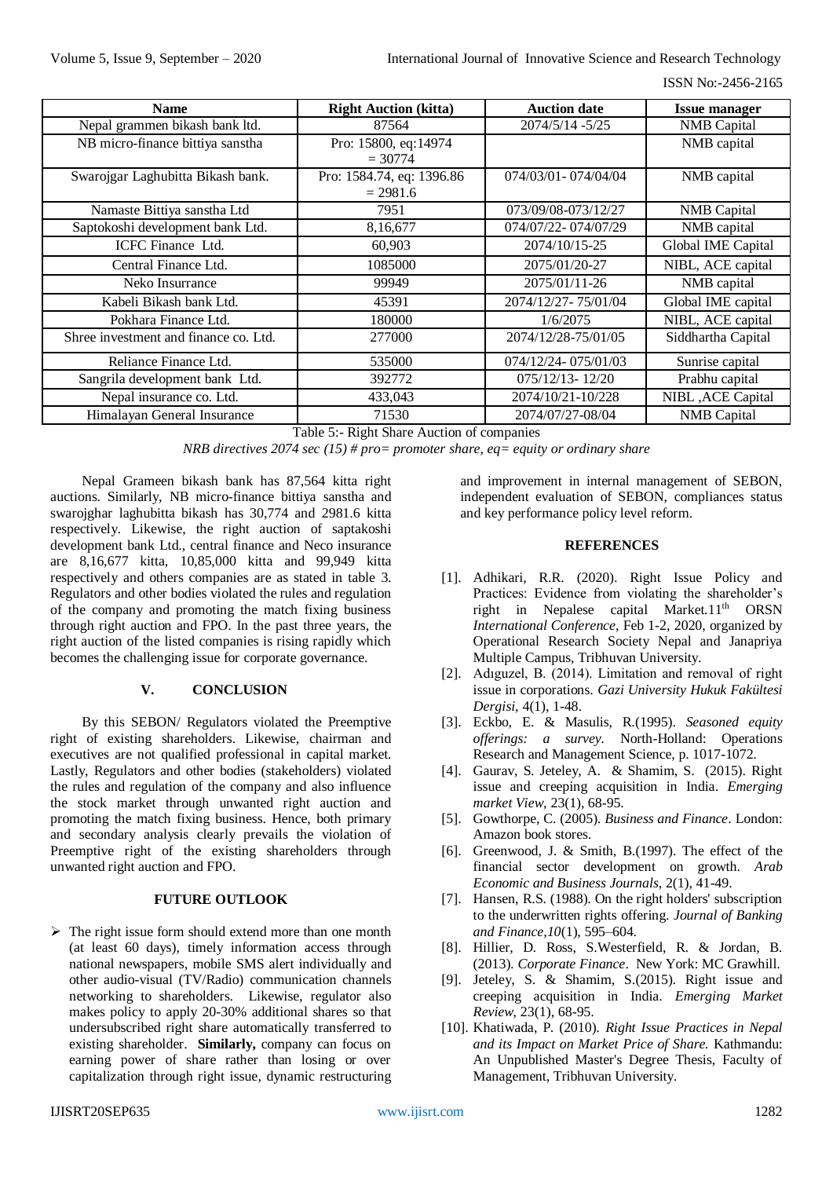| Name | Right Auction (kitta) | Auction date | Issue manager |
|---|---|---|---|
| Nepal grammen bikash bank ltd. | 87564 | 2074/5/14 -5/25 | NMB Capital |
| NB micro-finance bittiya sanstha | Pro: 15800, eq:14974 = 30774 | | NMB capital |
| Swarojgar Laghubitta Bikash bank. | Pro: 1584.74, eq: 1396.86 = 2981.6 | 074/03/01- 074/04/04 | NMB capital |
| Namaste Bittiya sanstha Ltd | 7951 | 073/09/08-073/12/27 | NMB Capital |
| Saptokoshi development bank Ltd. | 8,16,677 | 074/07/22- 074/07/29 | NMB capital |
| ICFC Finance Ltd. | 60,903 | 2074/10/15-25 | Global IME Capital |
| Central Finance Ltd. | 1085000 | 2075/01/20-27 | NIBL, ACE capital |
| Neko Insurrance | 99949 | 2075/01/11-26 | NMB capital |
| Kabeli Bikash bank Ltd. | 45391 | 2074/12/27- 75/01/04 | Global IME capital |
| Pokhara Finance Ltd. | 180000 | 1/6/2075 | NIBL, ACE capital |
| Shree investment and finance co. Ltd. | 277000 | 2074/12/28-75/01/05 | Siddhartha Capital |
| Reliance Finance Ltd. | 535000 | 074/12/24- 075/01/03 | Sunrise capital |
| Sangrila development bank Ltd. | 392772 | 075/12/13- 12/20 | Prabhu capital |
| Nepal insurance co. Ltd. | 433,043 | 2074/10/21-10/228 | NIBL ,ACE Capital |
| Himalayan General Insurance | 71530 | 2074/07/27-08/04 | NMB Capital |

Table 5:- Right Share Auction of companies

*NRB directives 2074 sec (15) # pro= promoter share, eq= equity or ordinary share*

Nepal Grameen bikash bank has 87,564 kitta right auctions. Similarly, NB micro-finance bittiya sanstha and swarojghar laghubitta bikash has 30,774 and 2981.6 kitta respectively. Likewise, the right auction of saptakoshi development bank Ltd., central finance and Neco insurance are 8,16,677 kitta, 10,85,000 kitta and 99,949 kitta respectively and others companies are as stated in table 3. Regulators and other bodies violated the rules and regulation of the company and promoting the match fixing business through right auction and FPO. In the past three years, the right auction of the listed companies is rising rapidly which becomes the challenging issue for corporate governance.

## V. CONCLUSION

By this SEBON/ Regulators violated the Preemptive right of existing shareholders. Likewise, chairman and executives are not qualified professional in capital market. Lastly, Regulators and other bodies (stakeholders) violated the rules and regulation of the company and also influence the stock market through unwanted right auction and promoting the match fixing business. Hence, both primary and secondary analysis clearly prevails the violation of Preemptive right of the existing shareholders through unwanted right auction and FPO.

## FUTURE OUTLOOK

- The right issue form should extend more than one month (at least 60 days), timely information access through national newspapers, mobile SMS alert individually and other audio-visual (TV/Radio) communication channels networking to shareholders. Likewise, regulator also makes policy to apply 20-30% additional shares so that undersubscribed right share automatically transferred to existing shareholder. **Similarly,** company can focus on earning power of share rather than losing or over capitalization through right issue, dynamic restructuring and improvement in internal management of SEBON, independent evaluation of SEBON, compliances status and key performance policy level reform.

## REFERENCES

[1]. Adhikari, R.R. (2020). Right Issue Policy and Practices: Evidence from violating the shareholder's right in Nepalese capital Market.11th ORSN *International Conference*, Feb 1-2, 2020, organized by Operational Research Society Nepal and Janapriya Multiple Campus, Tribhuvan University.

[2]. Adıguzel, B. (2014). Limitation and removal of right issue in corporations. *Gazi University Hukuk Fakültesi Dergisi*, 4(1), 1-48.

[3]. Eckbo, E. & Masulis, R.(1995). *Seasoned equity offerings: a survey*. North-Holland: Operations Research and Management Science, p. 1017-1072.

[4]. Gaurav, S. Jeteley, A. & Shamim, S. (2015). Right issue and creeping acquisition in India. *Emerging market View*, 23(1), 68-95.

[5]. Gowthorpe, C. (2005). *Business and Finance*. London: Amazon book stores.

[6]. Greenwood, J. & Smith, B.(1997). The effect of the financial sector development on growth. *Arab Economic and Business Journals*, 2(1), 41-49.

[7]. Hansen, R.S. (1988). On the right holders' subscription to the underwritten rights offering. *Journal of Banking and Finance,10*(1), 595–604.

[8]. Hillier, D. Ross, S.Westerfield, R. & Jordan, B. (2013). *Corporate Finance*. New York: MC Grawhill.

[9]. Jeteley, S. & Shamim, S.(2015). Right issue and creeping acquisition in India. *Emerging Market Review*, 23(1), 68-95.

[10]. Khatiwada, P. (2010). *Right Issue Practices in Nepal and its Impact on Market Price of Share.* Kathmandu: An Unpublished Master's Degree Thesis, Faculty of Management, Tribhuvan University.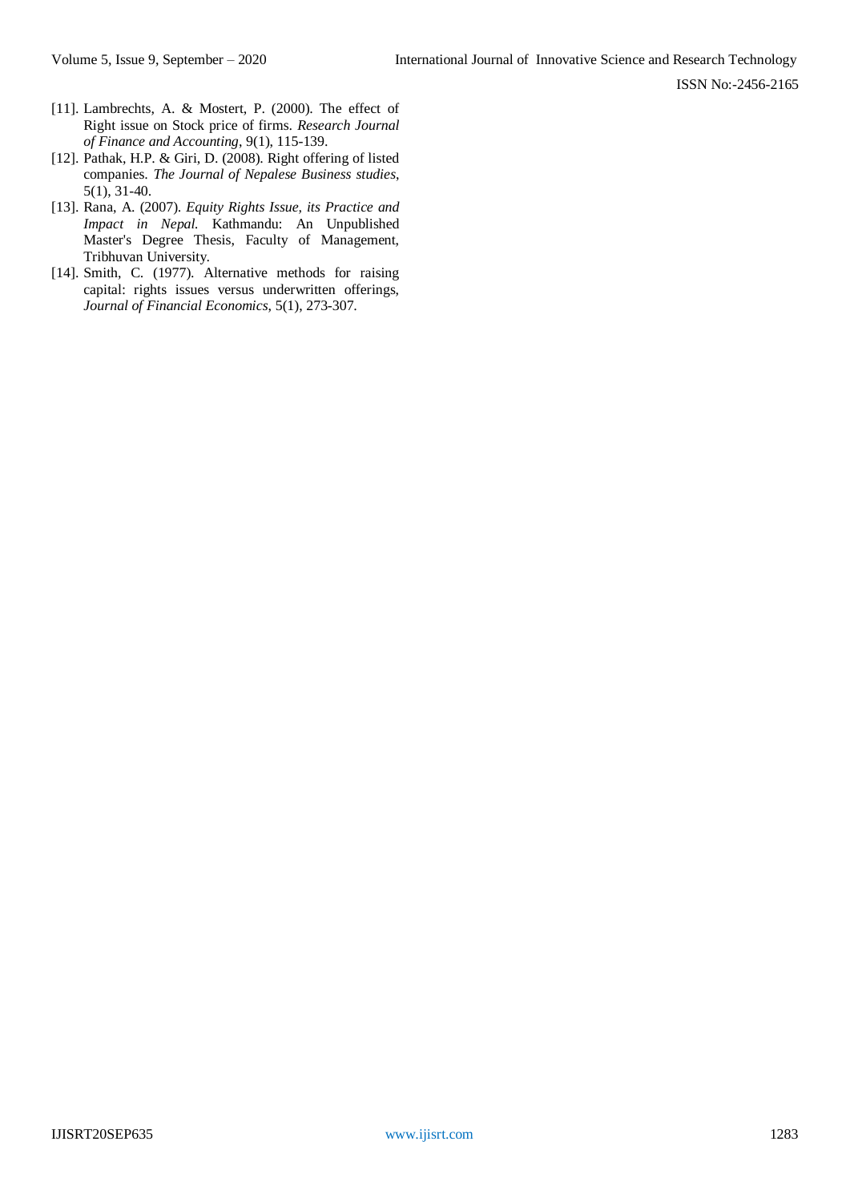[11]. Lambrechts, A. & Mostert, P. (2000). The effect of Right issue on Stock price of firms. *Research Journal of Finance and Accounting*, 9(1), 115-139.

[12]. Pathak, H.P. & Giri, D. (2008). Right offering of listed companies. *The Journal of Nepalese Business studies*, 5(1), 31-40.

[13]. Rana, A. (2007). *Equity Rights Issue, its Practice and Impact in Nepal.* Kathmandu: An Unpublished Master's Degree Thesis, Faculty of Management, Tribhuvan University.

[14]. Smith, C. (1977). Alternative methods for raising capital: rights issues versus underwritten offerings, *Journal of Financial Economics*, 5(1), 273-307.